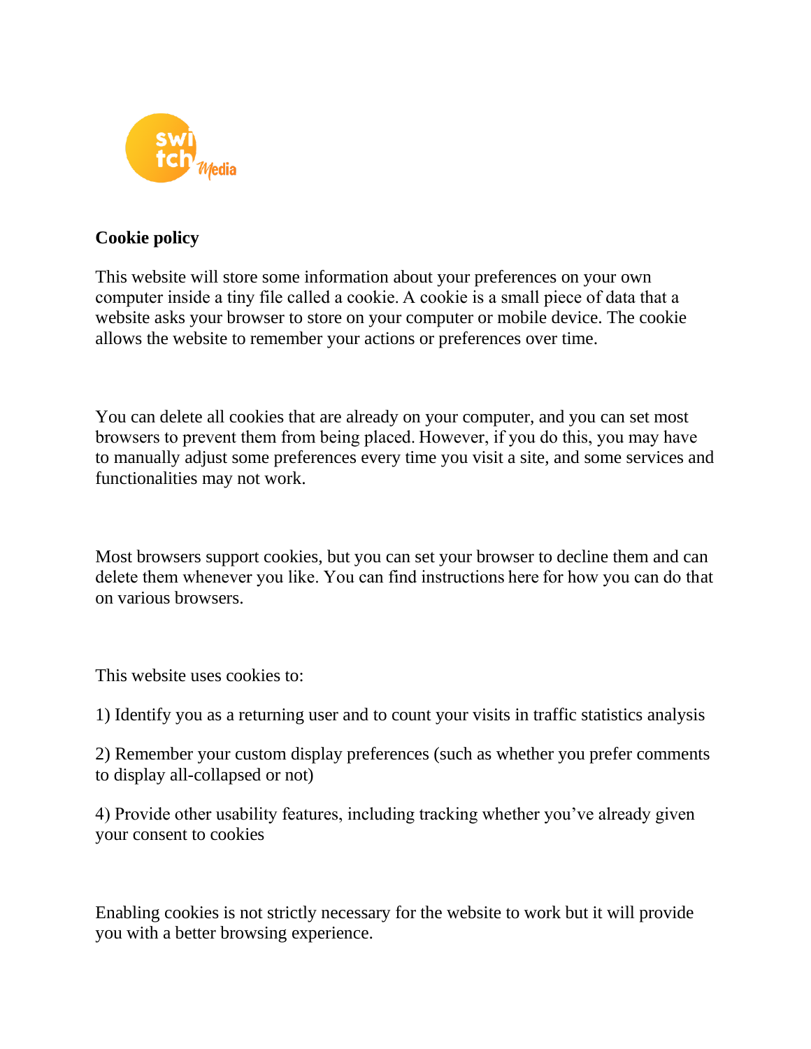# Cookie policy

This website will store some information about your preferences on your own computer inside a tiny file called a cookie. A cookie is a small piece of data that a website asks your browser to store on your computer or mobile device. The cookie allows the website to remember your actions or preferences over time.

You can delete all cookies that are already on your computer, and you can set most browsers to prevent them from being placed. However, if you do this, you may have to manually adjust some preferences every time you visit a site, and some services and functionalities may not work.

Most browsers support cookies, but you can set your browser to decline them and can delete them whenever you like. You can find instructions here for how you can do that on various browsers.

This website uses cookies to:

1) Identify you as a returning user and to count your visits in traffic statistics analysis

2) Remember your custom display preferences (such as whether you prefer comments to display all-collapsed or not)

4) Provide other usability features, including tracking whether you've already given your consent to cookies

Enabling cookies is not strictly necessary for the website to work but it will provide you with a better browsing experience.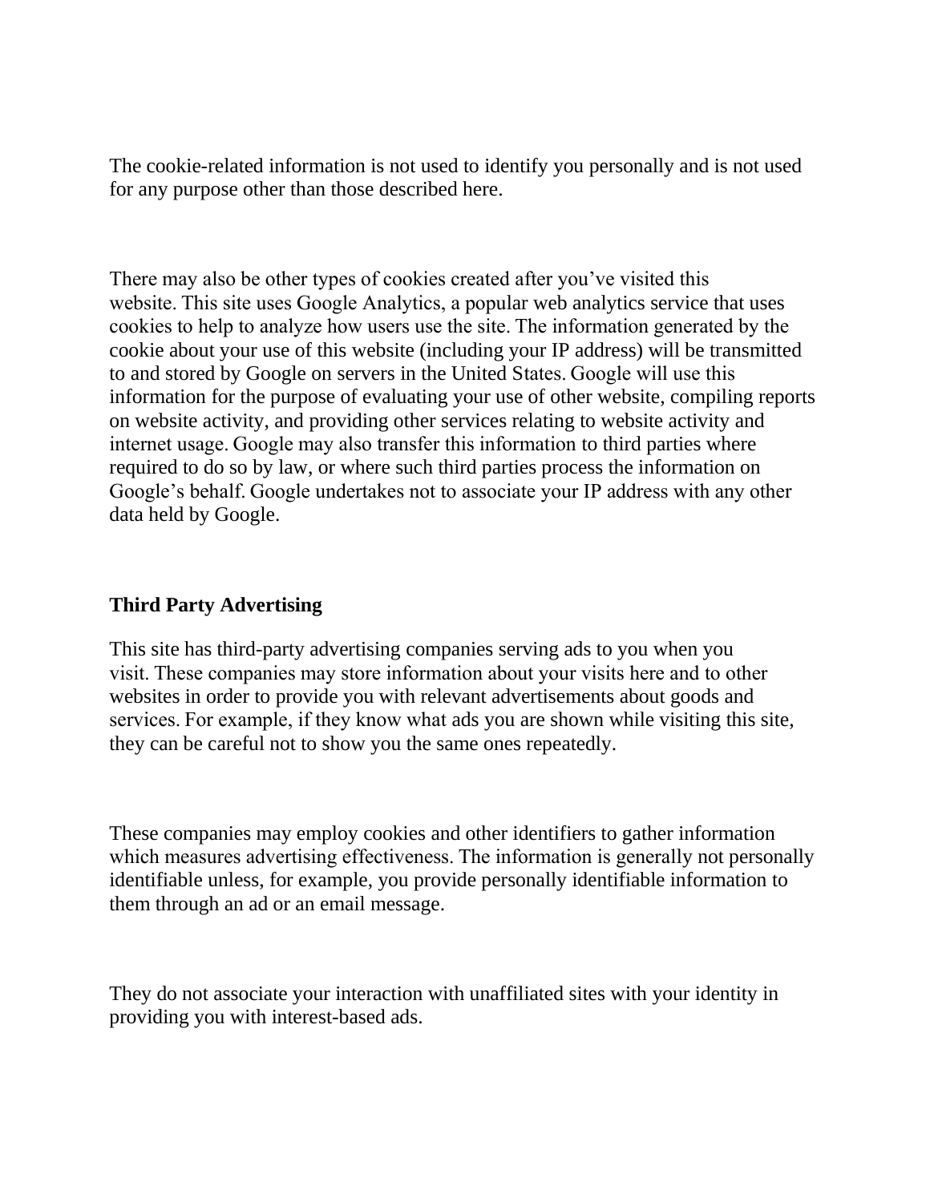The cookie-related information is not used to identify you personally and is not used for any purpose other than those described here.

There may also be other types of cookies created after you've visited this website. This site uses Google Analytics, a popular web analytics service that uses cookies to help to analyze how users use the site. The information generated by the cookie about your use of this website (including your IP address) will be transmitted to and stored by Google on servers in the United States. Google will use this information for the purpose of evaluating your use of other website, compiling reports on website activity, and providing other services relating to website activity and internet usage. Google may also transfer this information to third parties where required to do so by law, or where such third parties process the information on Google's behalf. Google undertakes not to associate your IP address with any other data held by Google.

**Third Party Advertising**

This site has third-party advertising companies serving ads to you when you visit. These companies may store information about your visits here and to other websites in order to provide you with relevant advertisements about goods and services. For example, if they know what ads you are shown while visiting this site, they can be careful not to show you the same ones repeatedly.

These companies may employ cookies and other identifiers to gather information which measures advertising effectiveness. The information is generally not personally identifiable unless, for example, you provide personally identifiable information to them through an ad or an email message.

They do not associate your interaction with unaffiliated sites with your identity in providing you with interest-based ads.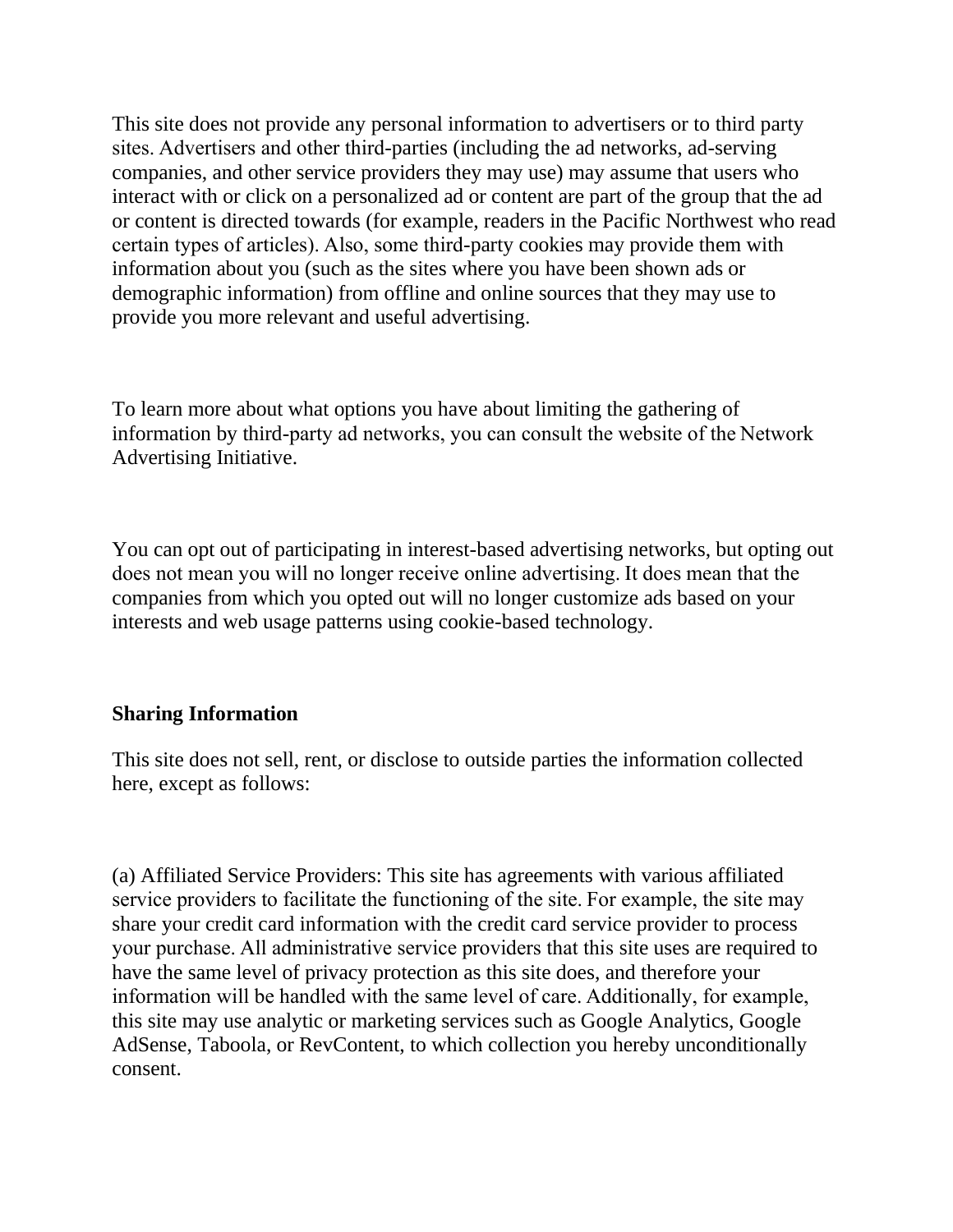This site does not provide any personal information to advertisers or to third party sites. Advertisers and other third-parties (including the ad networks, ad-serving companies, and other service providers they may use) may assume that users who interact with or click on a personalized ad or content are part of the group that the ad or content is directed towards (for example, readers in the Pacific Northwest who read certain types of articles). Also, some third-party cookies may provide them with information about you (such as the sites where you have been shown ads or demographic information) from offline and online sources that they may use to provide you more relevant and useful advertising.

To learn more about what options you have about limiting the gathering of information by third-party ad networks, you can consult the website of the Network Advertising Initiative.

You can opt out of participating in interest-based advertising networks, but opting out does not mean you will no longer receive online advertising. It does mean that the companies from which you opted out will no longer customize ads based on your interests and web usage patterns using cookie-based technology.

**Sharing Information**

This site does not sell, rent, or disclose to outside parties the information collected here, except as follows:

(a) Affiliated Service Providers: This site has agreements with various affiliated service providers to facilitate the functioning of the site. For example, the site may share your credit card information with the credit card service provider to process your purchase. All administrative service providers that this site uses are required to have the same level of privacy protection as this site does, and therefore your information will be handled with the same level of care. Additionally, for example, this site may use analytic or marketing services such as Google Analytics, Google AdSense, Taboola, or RevContent, to which collection you hereby unconditionally consent.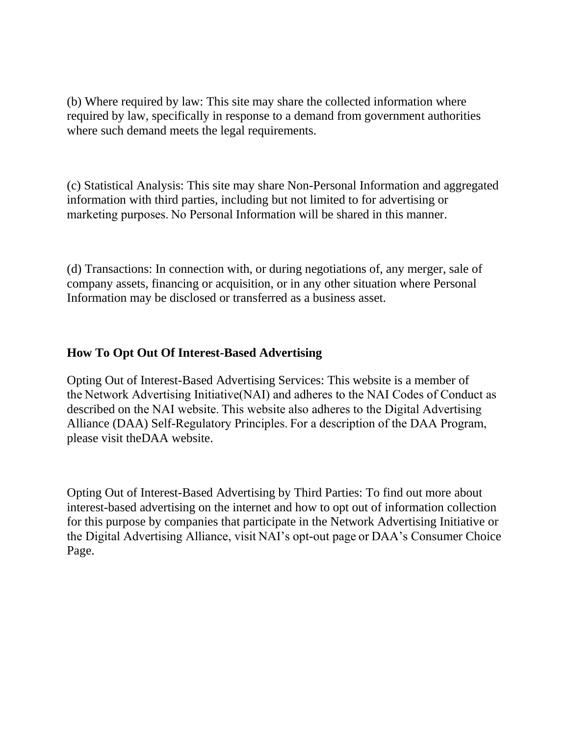(b) Where required by law: This site may share the collected information where required by law, specifically in response to a demand from government authorities where such demand meets the legal requirements.

(c) Statistical Analysis: This site may share Non-Personal Information and aggregated information with third parties, including but not limited to for advertising or marketing purposes. No Personal Information will be shared in this manner.

(d) Transactions: In connection with, or during negotiations of, any merger, sale of company assets, financing or acquisition, or in any other situation where Personal Information may be disclosed or transferred as a business asset.

**How To Opt Out Of Interest-Based Advertising**

Opting Out of Interest-Based Advertising Services: This website is a member of the Network Advertising Initiative(NAI) and adheres to the NAI Codes of Conduct as described on the NAI website. This website also adheres to the Digital Advertising Alliance (DAA) Self-Regulatory Principles. For a description of the DAA Program, please visit theDAA website.

Opting Out of Interest-Based Advertising by Third Parties: To find out more about interest-based advertising on the internet and how to opt out of information collection for this purpose by companies that participate in the Network Advertising Initiative or the Digital Advertising Alliance, visit NAI's opt-out page or DAA's Consumer Choice Page.